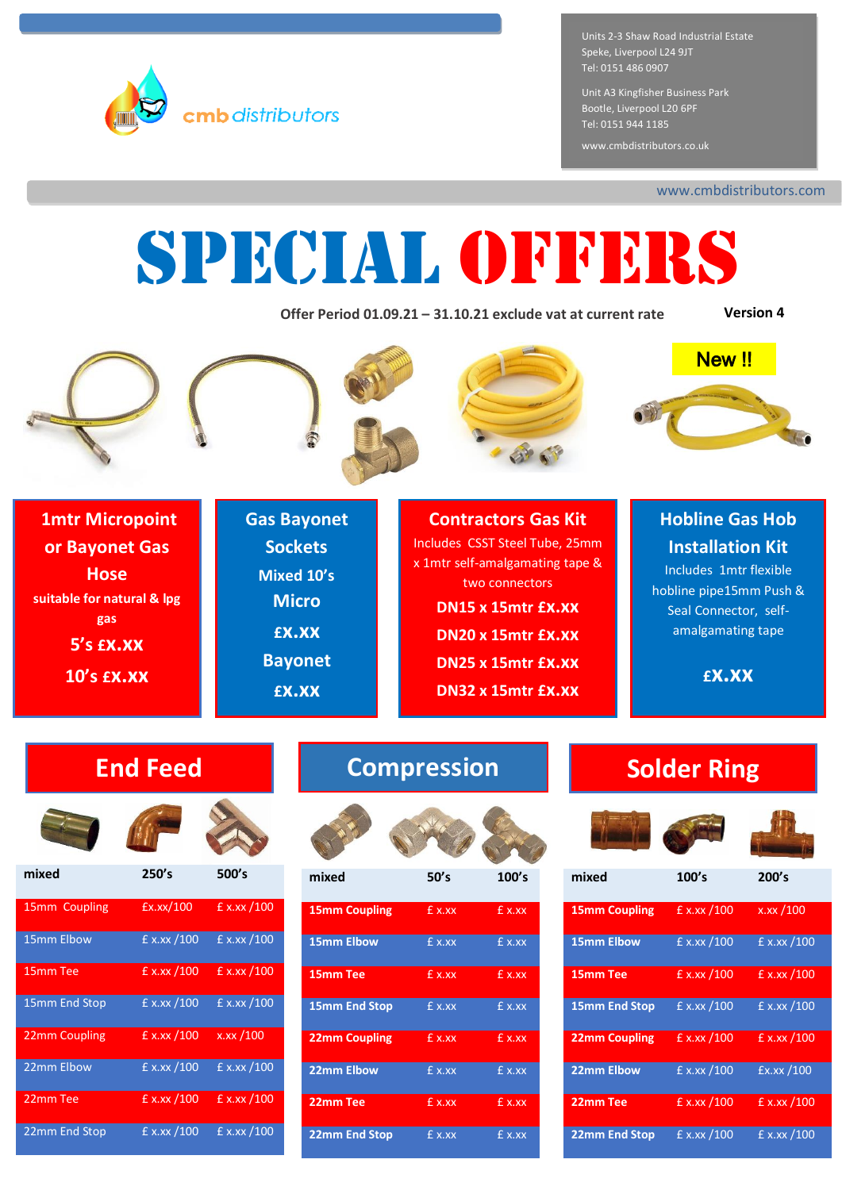cmb distributors

Units 2-3 Shaw Road Industrial Estate
Speke, Liverpool L24 9JT
Tel: 0151 486 0907

Unit A3 Kingfisher Business Park
Bootle, Liverpool L20 6PF
Tel: 0151 944 1185

www.cmbdistributors.co.uk

www.cmbdistributors.com

# SPECIAL OFFERS

**Offer Period 01.09.21 – 31.10.21 exclude vat at current rate** **Version 4**

New !!

## 1mtr Micropoint or Bayonet Gas Hose

suitable for natural & lpg gas

**5's £X.XX**

**10's £X.XX**

## Gas Bayonet Sockets

**Mixed 10's**

**Micro**

**£X.XX**

**Bayonet**

**£X.XX**

## Contractors Gas Kit

Includes CSST Steel Tube, 25mm x 1mtr self-amalgamating tape & two connectors

**DN15 x 15mtr £X.XX**

**DN20 x 15mtr £X.XX**

**DN25 x 15mtr £X.XX**

**DN32 x 15mtr £X.XX**

## Hobline Gas Hob Installation Kit

Includes 1mtr flexible hobline pipe15mm Push & Seal Connector, self-amalgamating tape

**£X.XX**

## End Feed

| mixed | 250's | 500's |
|---|---|---|
| 15mm Coupling | £x.xx/100 | £ x.xx /100 |
| 15mm Elbow | £ x.xx /100 | £ x.xx /100 |
| 15mm Tee | £ x.xx /100 | £ x.xx /100 |
| 15mm End Stop | £ x.xx /100 | £ x.xx /100 |
| 22mm Coupling | £ x.xx /100 | x.xx /100 |
| 22mm Elbow | £ x.xx /100 | £ x.xx /100 |
| 22mm Tee | £ x.xx /100 | £ x.xx /100 |
| 22mm End Stop | £ x.xx /100 | £ x.xx /100 |

## Compression

| mixed | 50's | 100's |
|---|---|---|
| **15mm Coupling** | £ x.xx | £ x.xx |
| **15mm Elbow** | £ x.xx | £ x.xx |
| **15mm Tee** | £ x.xx | £ x.xx |
| **15mm End Stop** | £ x.xx | £ x.xx |
| **22mm Coupling** | £ x.xx | £ x.xx |
| **22mm Elbow** | £ x.xx | £ x.xx |
| **22mm Tee** | £ x.xx | £ x.xx |
| **22mm End Stop** | £ x.xx | £ x.xx |

## Solder Ring

| mixed | 100's | 200's |
|---|---|---|
| **15mm Coupling** | £ x.xx /100 | x.xx /100 |
| **15mm Elbow** | £ x.xx /100 | £ x.xx /100 |
| **15mm Tee** | £ x.xx /100 | £ x.xx /100 |
| **15mm End Stop** | £ x.xx /100 | £ x.xx /100 |
| **22mm Coupling** | £ x.xx /100 | £ x.xx /100 |
| **22mm Elbow** | £ x.xx /100 | £x.xx /100 |
| **22mm Tee** | £ x.xx /100 | £ x.xx /100 |
| **22mm End Stop** | £ x.xx /100 | £ x.xx /100 |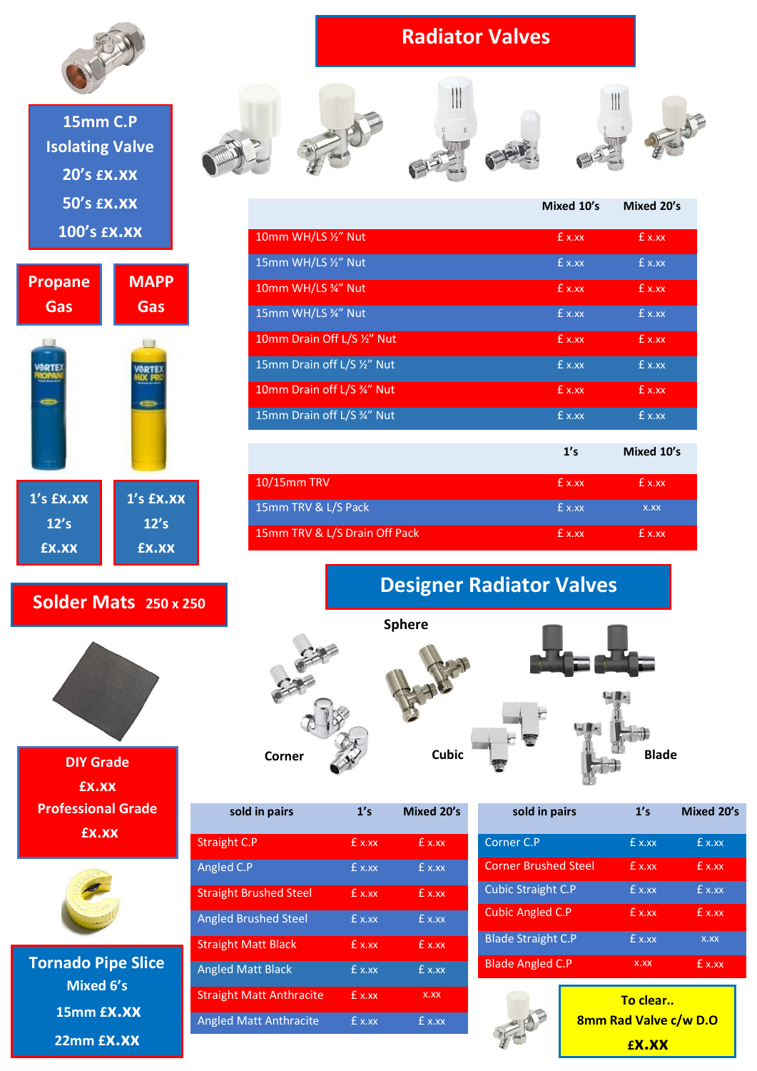## 15mm C.P Isolating Valve

20's £X.XX

50's £X.XX

100's £X.XX

## Propane Gas

1's £X.XX

12's £X.XX

## MAPP Gas

1's £X.XX

12's £X.XX

## Solder Mats 250 x 250

DIY Grade £X.XX

Professional Grade £X.XX

## Tornado Pipe Slice

Mixed 6's

15mm £X.XX

22mm £X.XX

## Radiator Valves

| | Mixed 10's | Mixed 20's |
|---|---|---|
| 10mm WH/LS ½" Nut | £ x.xx | £ x.xx |
| 15mm WH/LS ½" Nut | £ x.xx | £ x.xx |
| 10mm WH/LS ¾" Nut | £ x.xx | £ x.xx |
| 15mm WH/LS ¾" Nut | £ x.xx | £ x.xx |
| 10mm Drain Off L/S ½" Nut | £ x.xx | £ x.xx |
| 15mm Drain off L/S ½" Nut | £ x.xx | £ x.xx |
| 10mm Drain off L/S ¾" Nut | £ x.xx | £ x.xx |
| 15mm Drain off L/S ¾" Nut | £ x.xx | £ x.xx |

| | 1's | Mixed 10's |
|---|---|---|
| 10/15mm TRV | £ x.xx | £ x.xx |
| 15mm TRV & L/S Pack | £ x.xx | x.xx |
| 15mm TRV & L/S Drain Off Pack | £ x.xx | £ x.xx |

## Designer Radiator Valves

Sphere

Corner

Cubic

Blade

| sold in pairs | 1's | Mixed 20's |
|---|---|---|
| Straight C.P | £ x.xx | £ x.xx |
| Angled C.P | £ x.xx | £ x.xx |
| Straight Brushed Steel | £ x.xx | £ x.xx |
| Angled Brushed Steel | £ x.xx | £ x.xx |
| Straight Matt Black | £ x.xx | £ x.xx |
| Angled Matt Black | £ x.xx | £ x.xx |
| Straight Matt Anthracite | £ x.xx | x.xx |
| Angled Matt Anthracite | £ x.xx | £ x.xx |

| sold in pairs | 1's | Mixed 20's |
|---|---|---|
| Corner C.P | £ x.xx | £ x.xx |
| Corner Brushed Steel | £ x.xx | £ x.xx |
| Cubic Straight C.P | £ x.xx | £ x.xx |
| Cubic Angled C.P | £ x.xx | £ x.xx |
| Blade Straight C.P | £ x.xx | x.xx |
| Blade Angled C.P | x.xx | £ x.xx |

**To clear..**

**8mm Rad Valve c/w D.O**

**£X.XX**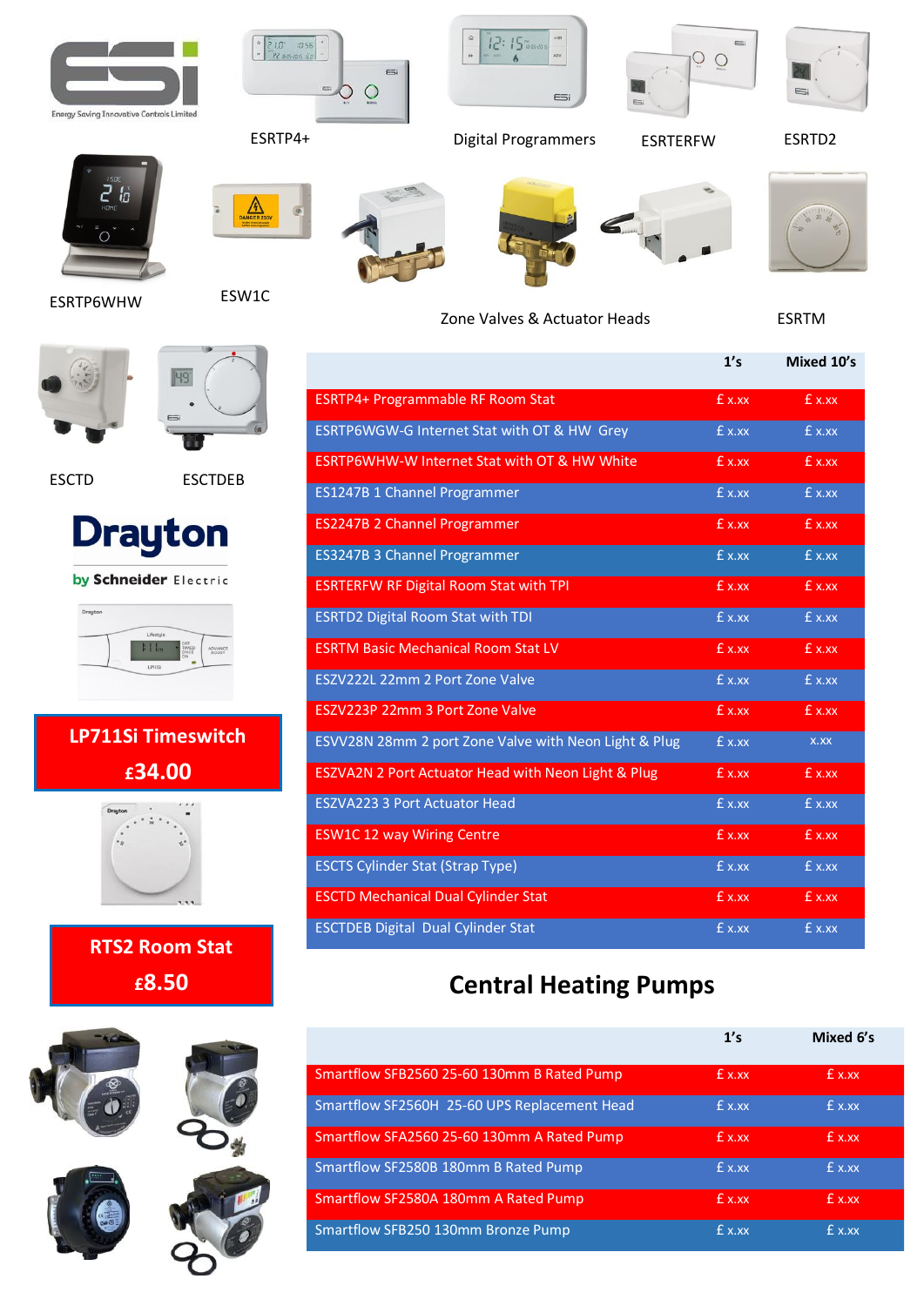ESRTP4+

Digital Programmers

ESRTERFW

ESRTD2

ESRTP6WHW

ESW1C

Zone Valves & Actuator Heads

ESRTM

ESCTD

ESCTDEB

**LP711Si Timeswitch**

**£34.00**

**RTS2 Room Stat**

**£8.50**

| | 1's | Mixed 10's |
|---|---|---|
| ESRTP4+ Programmable RF Room Stat | £ x.xx | £ x.xx |
| ESRTP6WGW-G Internet Stat with OT & HW Grey | £ x.xx | £ x.xx |
| ESRTP6WHW-W Internet Stat with OT & HW White | £ x.xx | £ x.xx |
| ES1247B 1 Channel Programmer | £ x.xx | £ x.xx |
| ES2247B 2 Channel Programmer | £ x.xx | £ x.xx |
| ES3247B 3 Channel Programmer | £ x.xx | £ x.xx |
| ESRTERFW RF Digital Room Stat with TPI | £ x.xx | £ x.xx |
| ESRTD2 Digital Room Stat with TDI | £ x.xx | £ x.xx |
| ESRTM Basic Mechanical Room Stat LV | £ x.xx | £ x.xx |
| ESZV222L 22mm 2 Port Zone Valve | £ x.xx | £ x.xx |
| ESZV223P 22mm 3 Port Zone Valve | £ x.xx | £ x.xx |
| ESVV28N 28mm 2 port Zone Valve with Neon Light & Plug | £ x.xx | x.xx |
| ESZVA2N 2 Port Actuator Head with Neon Light & Plug | £ x.xx | £ x.xx |
| ESZVA223 3 Port Actuator Head | £ x.xx | £ x.xx |
| ESW1C 12 way Wiring Centre | £ x.xx | £ x.xx |
| ESCTS Cylinder Stat (Strap Type) | £ x.xx | £ x.xx |
| ESCTD Mechanical Dual Cylinder Stat | £ x.xx | £ x.xx |
| ESCTDEB Digital Dual Cylinder Stat | £ x.xx | £ x.xx |

## Central Heating Pumps

| | 1's | Mixed 6's |
|---|---|---|
| Smartflow SFB2560 25-60 130mm B Rated Pump | £ x.xx | £ x.xx |
| Smartflow SF2560H 25-60 UPS Replacement Head | £ x.xx | £ x.xx |
| Smartflow SFA2560 25-60 130mm A Rated Pump | £ x.xx | £ x.xx |
| Smartflow SF2580B 180mm B Rated Pump | £ x.xx | £ x.xx |
| Smartflow SF2580A 180mm A Rated Pump | £ x.xx | £ x.xx |
| Smartflow SFB250 130mm Bronze Pump | £ x.xx | £ x.xx |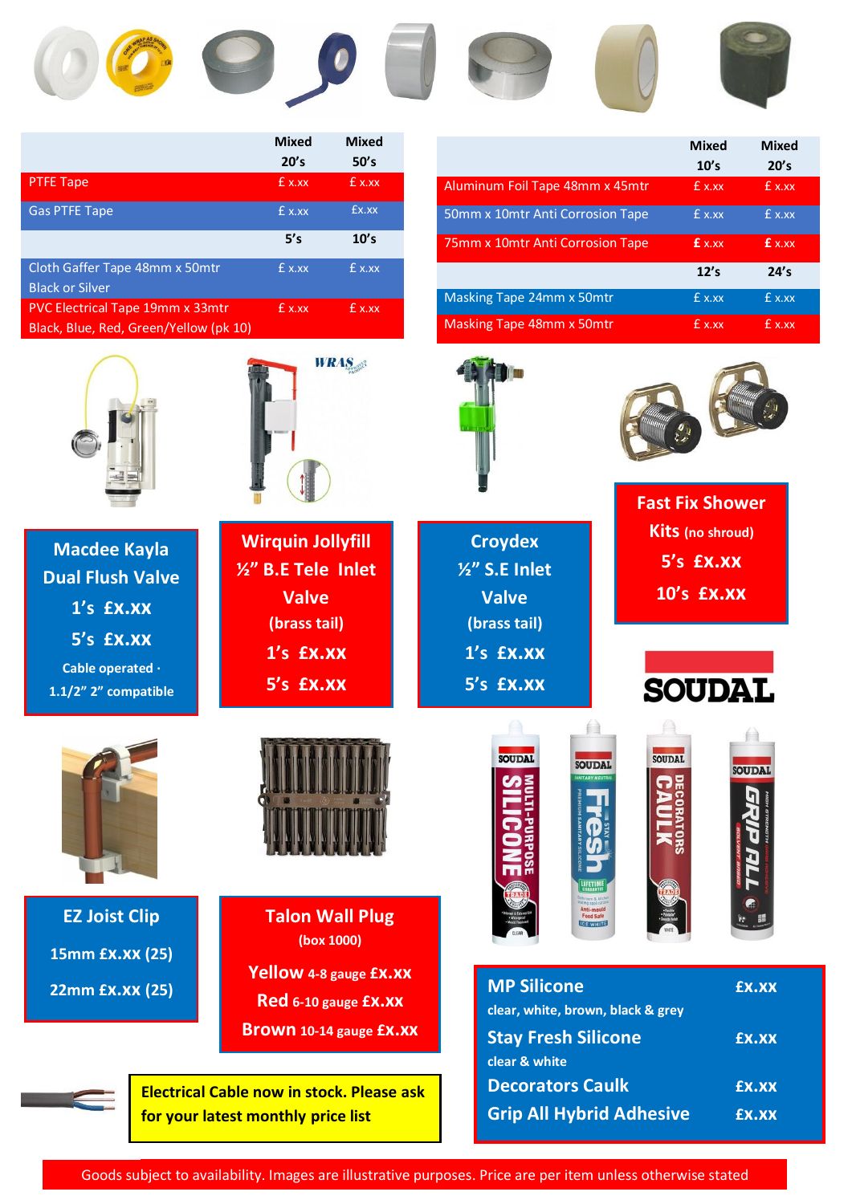| | Mixed 20's | Mixed 50's |
|---|---|---|
| PTFE Tape | £ x.xx | £ x.xx |
| Gas PTFE Tape | £ x.xx | £x.xx |
| | 5's | 10's |
| Cloth Gaffer Tape 48mm x 50mtr Black or Silver | £ x.xx | £ x.xx |
| PVC Electrical Tape 19mm x 33mtr Black, Blue, Red, Green/Yellow (pk 10) | £ x.xx | £ x.xx |

| | Mixed 10's | Mixed 20's |
|---|---|---|
| Aluminum Foil Tape 48mm x 45mtr | £ x.xx | £ x.xx |
| 50mm x 10mtr Anti Corrosion Tape | £ x.xx | £ x.xx |
| 75mm x 10mtr Anti Corrosion Tape | £ x.xx | £ x.xx |
| | 12's | 24's |
| Masking Tape 24mm x 50mtr | £ x.xx | £ x.xx |
| Masking Tape 48mm x 50mtr | £ x.xx | £ x.xx |

**Macdee Kayla Dual Flush Valve**
**1's £x.xx**
**5's £x.xx**
Cable operated · 1.1/2" 2" compatible

WRAS

**Wirquin Jollyfill ½" B.E Tele Inlet Valve (brass tail)**
**1's £x.xx**
**5's £x.xx**

**Croydex ½" S.E Inlet Valve (brass tail)**
**1's £x.xx**
**5's £x.xx**

**Fast Fix Shower Kits** (no shroud)
**5's £x.xx**
**10's £x.xx**

SOUDAL

**EZ Joist Clip**
**15mm £x.xx (25)**
**22mm £x.xx (25)**

**Talon Wall Plug** (box 1000)
**Yellow** 4-8 gauge **£x.xx**
**Red** 6-10 gauge **£x.xx**
**Brown** 10-14 gauge **£x.xx**

| | |
|---|---|
| **MP Silicone** clear, white, brown, black & grey | £x.xx |
| **Stay Fresh Silicone** clear & white | £x.xx |
| **Decorators Caulk** | £x.xx |
| **Grip All Hybrid Adhesive** | £x.xx |

**Electrical Cable now in stock. Please ask for your latest monthly price list**

Goods subject to availability. Images are illustrative purposes. Price are per item unless otherwise stated